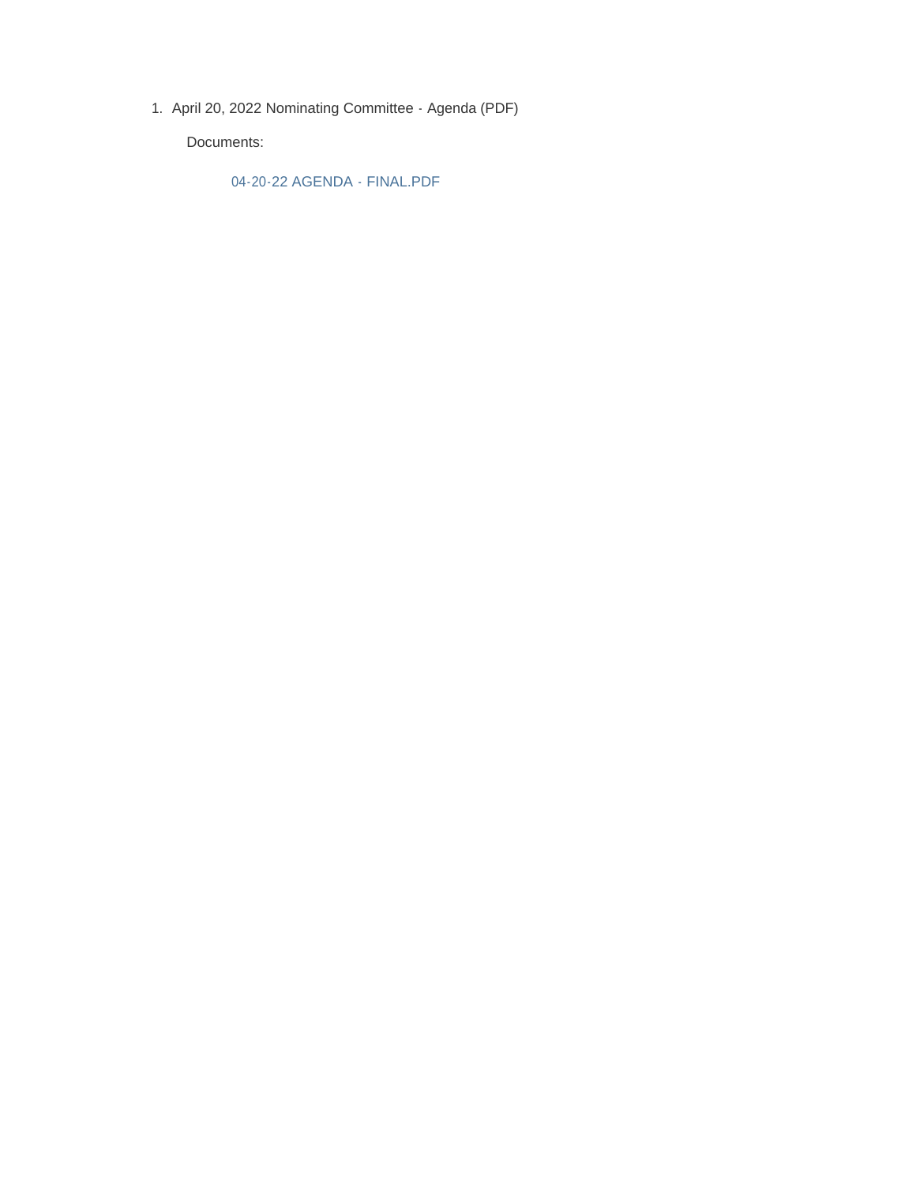1. April 20, 2022 Nominating Committee - Agenda (PDF)

   Documents:

   04-20-22 AGENDA - FINAL.PDF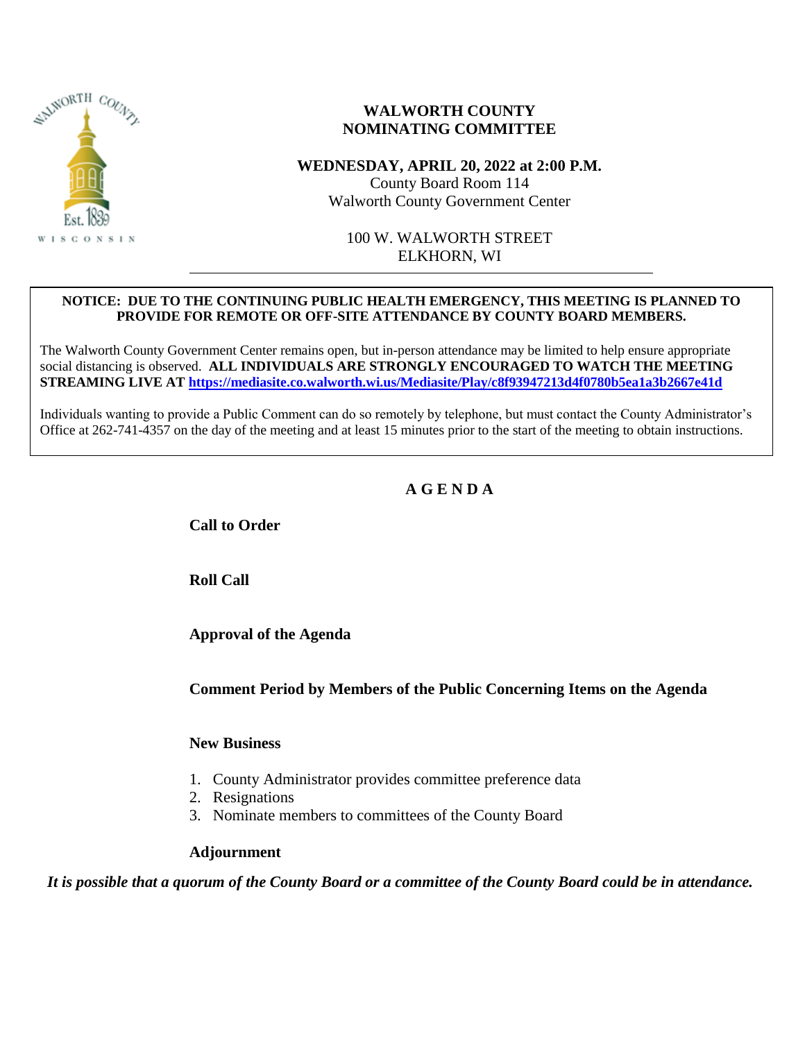# WALWORTH COUNTY NOMINATING COMMITTEE

**WEDNESDAY, APRIL 20, 2022 at 2:00 P.M.**
County Board Room 114
Walworth County Government Center

100 W. WALWORTH STREET
ELKHORN, WI

---

**NOTICE: DUE TO THE CONTINUING PUBLIC HEALTH EMERGENCY, THIS MEETING IS PLANNED TO PROVIDE FOR REMOTE OR OFF-SITE ATTENDANCE BY COUNTY BOARD MEMBERS.**

The Walworth County Government Center remains open, but in-person attendance may be limited to help ensure appropriate social distancing is observed. **ALL INDIVIDUALS ARE STRONGLY ENCOURAGED TO WATCH THE MEETING STREAMING LIVE AT https://mediasite.co.walworth.wi.us/Mediasite/Play/c8f93947213d4f0780b5ea1a3b2667e41d**

Individuals wanting to provide a Public Comment can do so remotely by telephone, but must contact the County Administrator's Office at 262-741-4357 on the day of the meeting and at least 15 minutes prior to the start of the meeting to obtain instructions.

## A G E N D A

**Call to Order**

**Roll Call**

**Approval of the Agenda**

**Comment Period by Members of the Public Concerning Items on the Agenda**

**New Business**

1. County Administrator provides committee preference data
2. Resignations
3. Nominate members to committees of the County Board

**Adjournment**

***It is possible that a quorum of the County Board or a committee of the County Board could be in attendance.***